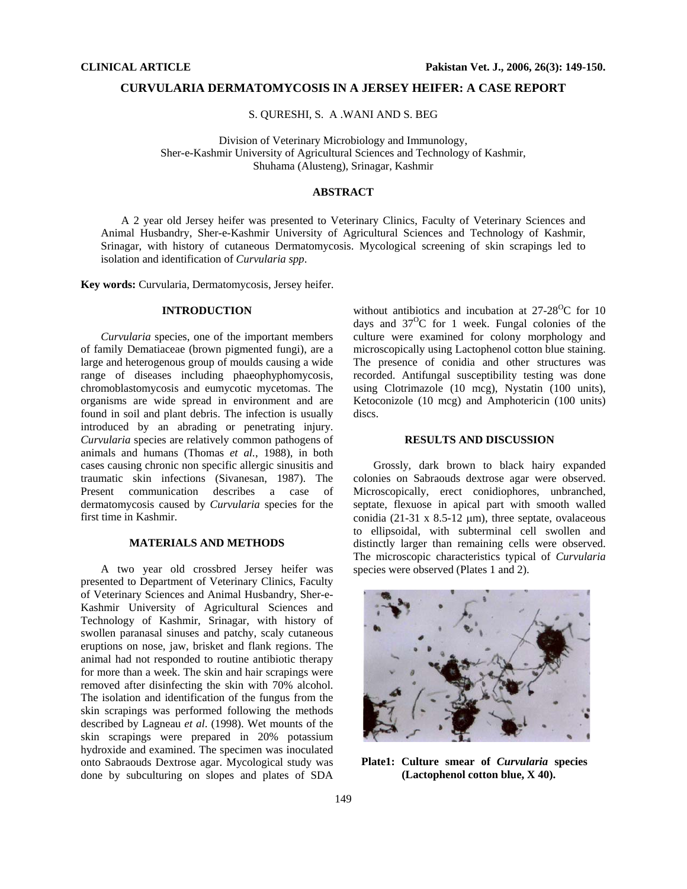**CLINICAL ARTICLE**

# CURVULARIA DERMATOMYCOSIS IN A JERSEY HEIFER: A CASE REPORT

S. QURESHI, S. A .WANI AND S. BEG

Division of Veterinary Microbiology and Immunology, Sher-e-Kashmir University of Agricultural Sciences and Technology of Kashmir, Shuhama (Alusteng), Srinagar, Kashmir

## ABSTRACT

A 2 year old Jersey heifer was presented to Veterinary Clinics, Faculty of Veterinary Sciences and Animal Husbandry, Sher-e-Kashmir University of Agricultural Sciences and Technology of Kashmir, Srinagar, with history of cutaneous Dermatomycosis. Mycological screening of skin scrapings led to isolation and identification of *Curvularia spp*.

**Key words:** Curvularia, Dermatomycosis, Jersey heifer.

## INTRODUCTION

*Curvularia* species, one of the important members of family Dematiaceae (brown pigmented fungi), are a large and heterogenous group of moulds causing a wide range of diseases including phaeophyphomycosis, chromoblastomycosis and eumycotic mycetomas. The organisms are wide spread in environment and are found in soil and plant debris. The infection is usually introduced by an abrading or penetrating injury. *Curvularia* species are relatively common pathogens of animals and humans (Thomas *et al.*, 1988), in both cases causing chronic non specific allergic sinusitis and traumatic skin infections (Sivanesan, 1987). The Present communication describes a case of dermatomycosis caused by *Curvularia* species for the first time in Kashmir.

## MATERIALS AND METHODS

A two year old crossbred Jersey heifer was presented to Department of Veterinary Clinics, Faculty of Veterinary Sciences and Animal Husbandry, Sher-e-Kashmir University of Agricultural Sciences and Technology of Kashmir, Srinagar, with history of swollen paranasal sinuses and patchy, scaly cutaneous eruptions on nose, jaw, brisket and flank regions. The animal had not responded to routine antibiotic therapy for more than a week. The skin and hair scrapings were removed after disinfecting the skin with 70% alcohol. The isolation and identification of the fungus from the skin scrapings was performed following the methods described by Lagneau *et al*. (1998). Wet mounts of the skin scrapings were prepared in 20% potassium hydroxide and examined. The specimen was inoculated onto Sabraouds Dextrose agar. Mycological study was done by subculturing on slopes and plates of SDA without antibiotics and incubation at 27-28$^{O}$C for 10 days and 37$^{O}$C for 1 week. Fungal colonies of the culture were examined for colony morphology and microscopically using Lactophenol cotton blue staining. The presence of conidia and other structures was recorded. Antifungal susceptibility testing was done using Clotrimazole (10 mcg), Nystatin (100 units), Ketoconizole (10 mcg) and Amphotericin (100 units) discs.

## RESULTS AND DISCUSSION

Grossly, dark brown to black hairy expanded colonies on Sabraouds dextrose agar were observed. Microscopically, erect conidiophores, unbranched, septate, flexuose in apical part with smooth walled conidia (21-31 x 8.5-12 μm), three septate, ovalaceous to ellipsoidal, with subterminal cell swollen and distinctly larger than remaining cells were observed. The microscopic characteristics typical of *Curvularia* species were observed (Plates 1 and 2).

**Plate1: Culture smear of *Curvularia* species (Lactophenol cotton blue, X 40).**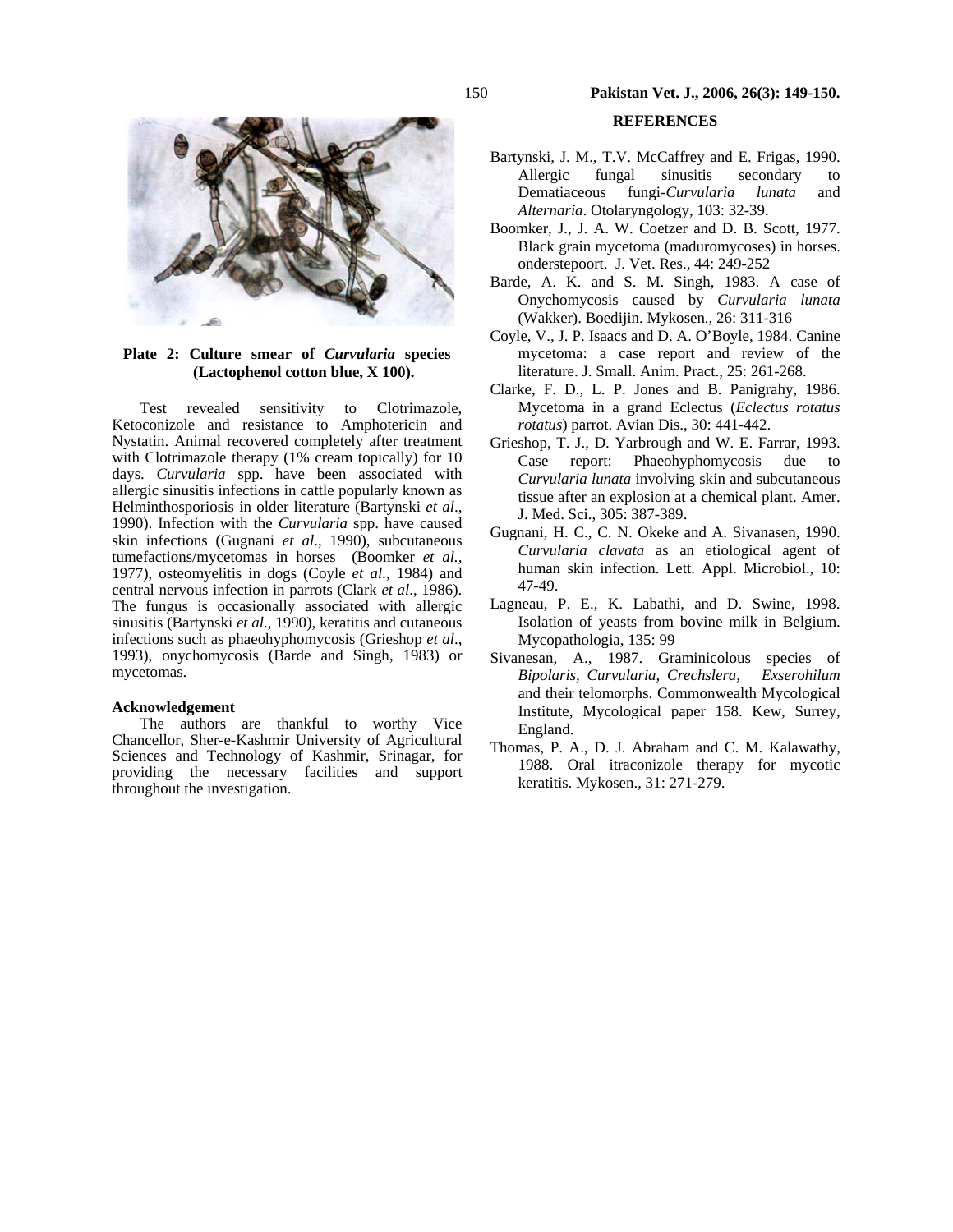**Plate 2: Culture smear of *Curvularia* species (Lactophenol cotton blue, X 100).**

Test revealed sensitivity to Clotrimazole, Ketoconizole and resistance to Amphotericin and Nystatin. Animal recovered completely after treatment with Clotrimazole therapy (1% cream topically) for 10 days. *Curvularia* spp. have been associated with allergic sinusitis infections in cattle popularly known as Helminthosporiosis in older literature (Bartynski *et al*., 1990). Infection with the *Curvularia* spp. have caused skin infections (Gugnani *et al*., 1990), subcutaneous tumefactions/mycetomas in horses (Boomker *et al.*, 1977), osteomyelitis in dogs (Coyle *et al.*, 1984) and central nervous infection in parrots (Clark *et al*., 1986). The fungus is occasionally associated with allergic sinusitis (Bartynski *et al*., 1990), keratitis and cutaneous infections such as phaeohyphomycosis (Grieshop *et al*., 1993), onychomycosis (Barde and Singh, 1983) or mycetomas.

**Acknowledgement**

The authors are thankful to worthy Vice Chancellor, Sher-e-Kashmir University of Agricultural Sciences and Technology of Kashmir, Srinagar, for providing the necessary facilities and support throughout the investigation.

## REFERENCES

Bartynski, J. M., T.V. McCaffrey and E. Frigas, 1990. Allergic fungal sinusitis secondary to Dematiaceous fungi-*Curvularia lunata* and *Alternaria*. Otolaryngology, 103: 32-39.

Boomker, J., J. A. W. Coetzer and D. B. Scott, 1977. Black grain mycetoma (maduromycoses) in horses. onderstepoort. J. Vet. Res., 44: 249-252

Barde, A. K. and S. M. Singh, 1983. A case of Onychomycosis caused by *Curvularia lunata* (Wakker). Boedijin. Mykosen., 26: 311-316

Coyle, V., J. P. Isaacs and D. A. O'Boyle, 1984. Canine mycetoma: a case report and review of the literature. J. Small. Anim. Pract., 25: 261-268.

Clarke, F. D., L. P. Jones and B. Panigrahy, 1986. Mycetoma in a grand Eclectus (*Eclectus rotatus rotatus*) parrot. Avian Dis., 30: 441-442.

Grieshop, T. J., D. Yarbrough and W. E. Farrar, 1993. Case report: Phaeohyphomycosis due to *Curvularia lunata* involving skin and subcutaneous tissue after an explosion at a chemical plant. Amer. J. Med. Sci., 305: 387-389.

Gugnani, H. C., C. N. Okeke and A. Sivanasen, 1990. *Curvularia clavata* as an etiological agent of human skin infection. Lett. Appl. Microbiol., 10: 47-49.

Lagneau, P. E., K. Labathi, and D. Swine, 1998. Isolation of yeasts from bovine milk in Belgium. Mycopathologia, 135: 99

Sivanesan, A., 1987. Graminicolous species of *Bipolaris, Curvularia, Crechslera, Exserohilum* and their telomorphs. Commonwealth Mycological Institute, Mycological paper 158. Kew, Surrey, England.

Thomas, P. A., D. J. Abraham and C. M. Kalawathy, 1988. Oral itraconizole therapy for mycotic keratitis. Mykosen., 31: 271-279.